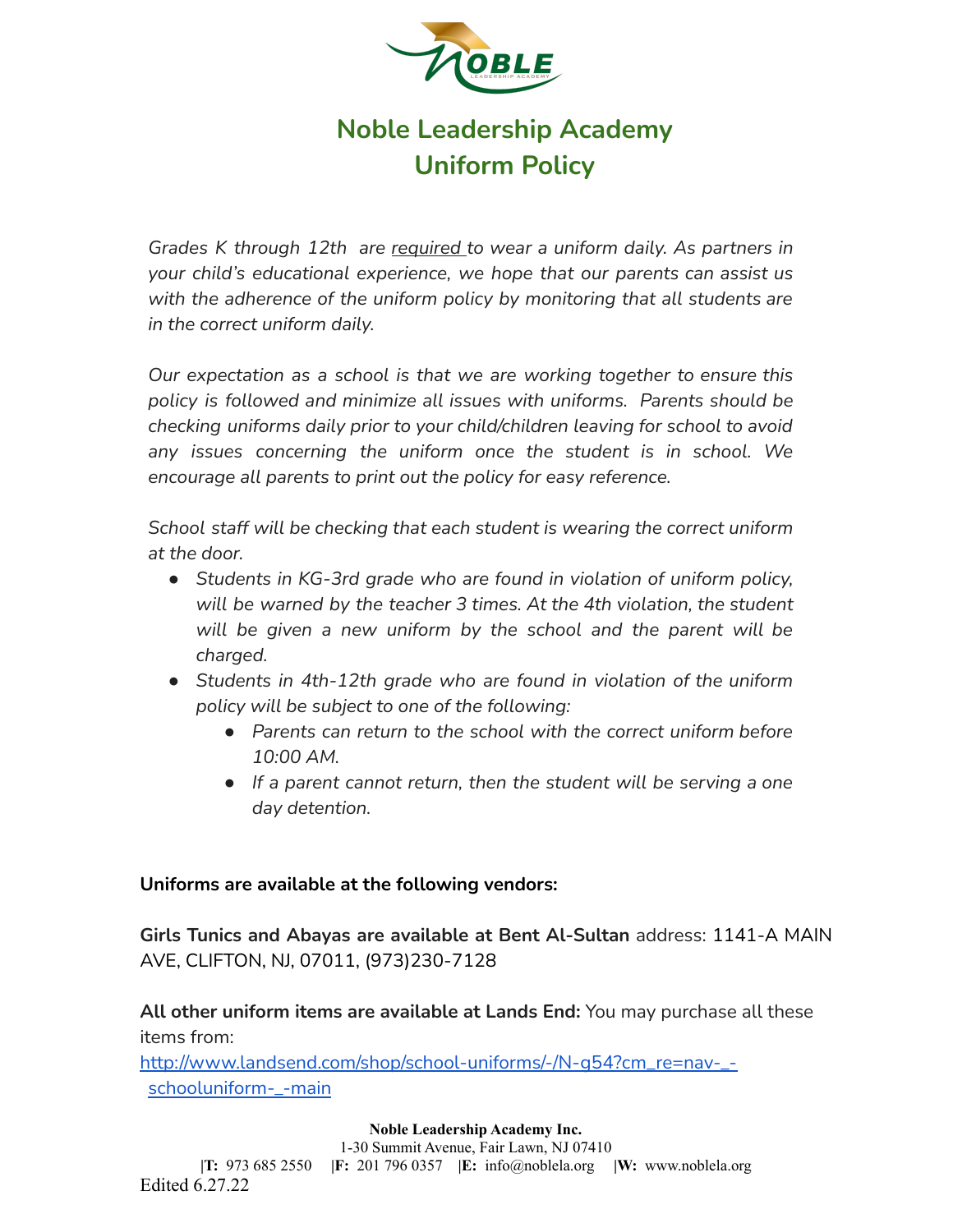# Noble Leadership Academy
# Uniform Policy

*Grades K through 12th are required to wear a uniform daily. As partners in your child's educational experience, we hope that our parents can assist us with the adherence of the uniform policy by monitoring that all students are in the correct uniform daily.*

*Our expectation as a school is that we are working together to ensure this policy is followed and minimize all issues with uniforms. Parents should be checking uniforms daily prior to your child/children leaving for school to avoid any issues concerning the uniform once the student is in school. We encourage all parents to print out the policy for easy reference.*

*School staff will be checking that each student is wearing the correct uniform at the door.*

- *Students in KG-3rd grade who are found in violation of uniform policy, will be warned by the teacher 3 times. At the 4th violation, the student will be given a new uniform by the school and the parent will be charged.*
- *Students in 4th-12th grade who are found in violation of the uniform policy will be subject to one of the following:*
  - *Parents can return to the school with the correct uniform before 10:00 AM.*
  - *If a parent cannot return, then the student will be serving a one day detention.*

**Uniforms are available at the following vendors:**

**Girls Tunics and Abayas are available at Bent Al-Sultan** address: 1141-A MAIN AVE, CLIFTON, NJ, 07011, (973)230-7128

**All other uniform items are available at Lands End:** You may purchase all these items from:
[http://www.landsend.com/shop/school-uniforms/-/N-g54?cm_re=nav-_-schooluniform-_-main](http://www.landsend.com/shop/school-uniforms/-/N-g54?cm_re=nav-_-schooluniform-_-main)

**Noble Leadership Academy Inc.**
1-30 Summit Avenue, Fair Lawn, NJ 07410
|**T:** 973 685 2550 |**F:** 201 796 0357 |**E:** info@noblela.org |**W:** www.noblela.org

Edited 6.27.22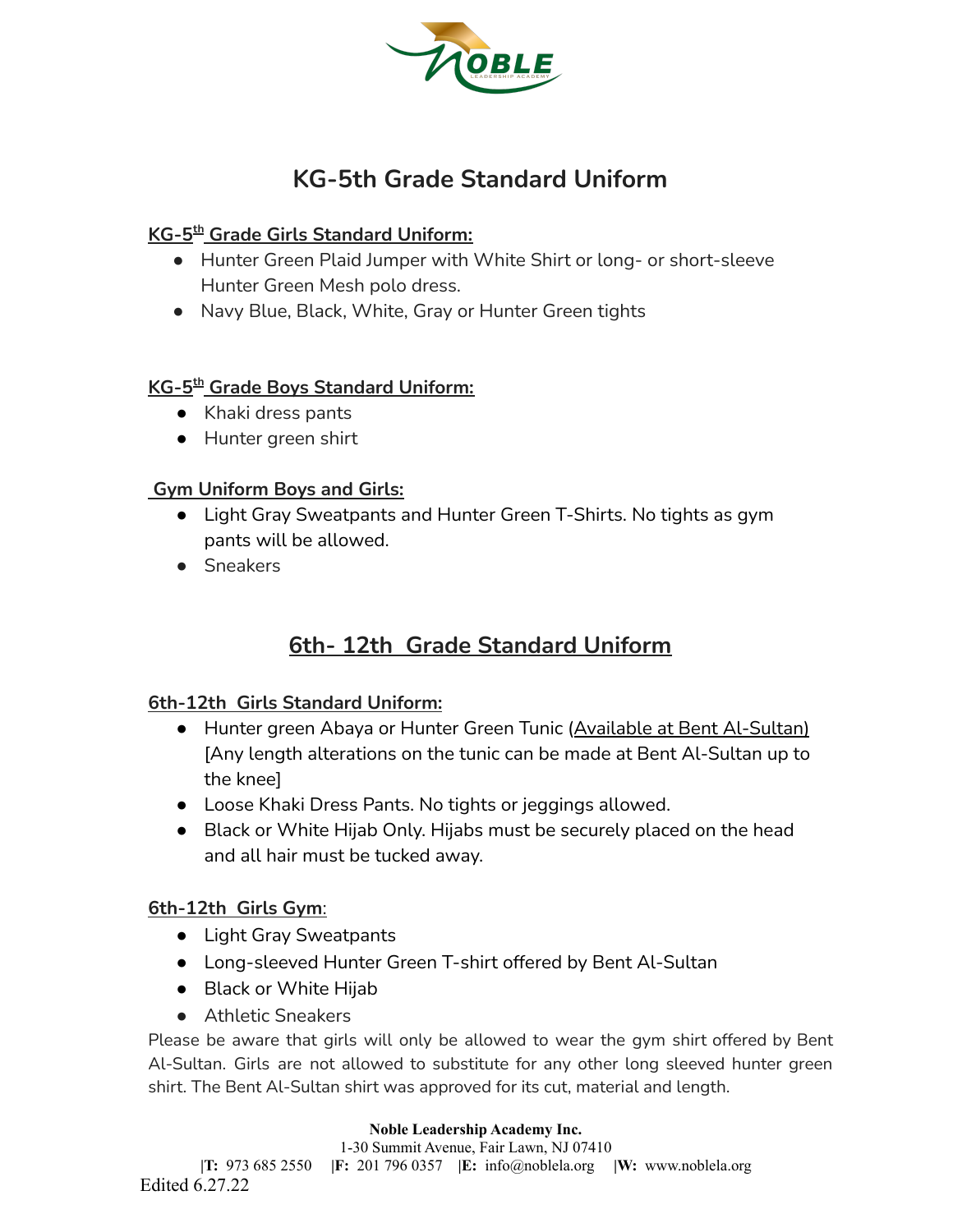# KG-5th Grade Standard Uniform

**KG-5th Grade Girls Standard Uniform:**

- Hunter Green Plaid Jumper with White Shirt or long- or short-sleeve Hunter Green Mesh polo dress.
- Navy Blue, Black, White, Gray or Hunter Green tights

**KG-5th Grade Boys Standard Uniform:**

- Khaki dress pants
- Hunter green shirt

**Gym Uniform Boys and Girls:**

- Light Gray Sweatpants and Hunter Green T-Shirts. No tights as gym pants will be allowed.
- Sneakers

## 6th- 12th Grade Standard Uniform

**6th-12th Girls Standard Uniform:**

- Hunter green Abaya or Hunter Green Tunic (Available at Bent Al-Sultan) [Any length alterations on the tunic can be made at Bent Al-Sultan up to the knee]
- Loose Khaki Dress Pants. No tights or jeggings allowed.
- Black or White Hijab Only. Hijabs must be securely placed on the head and all hair must be tucked away.

**6th-12th Girls Gym**:

- Light Gray Sweatpants
- Long-sleeved Hunter Green T-shirt offered by Bent Al-Sultan
- Black or White Hijab
- Athletic Sneakers

Please be aware that girls will only be allowed to wear the gym shirt offered by Bent Al-Sultan. Girls are not allowed to substitute for any other long sleeved hunter green shirt. The Bent Al-Sultan shirt was approved for its cut, material and length.

**Noble Leadership Academy Inc.**
1-30 Summit Avenue, Fair Lawn, NJ 07410
|**T:** 973 685 2550 |**F:** 201 796 0357 |**E:** info@noblela.org |**W:** www.noblela.org

Edited 6.27.22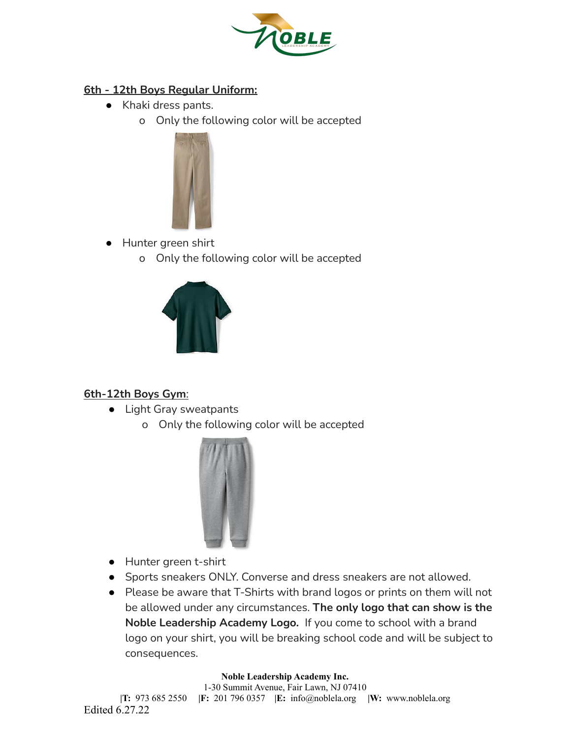## 6th - 12th Boys Regular Uniform:

- Khaki dress pants.
    - Only the following color will be accepted
- Hunter green shirt
    - Only the following color will be accepted

## 6th-12th Boys Gym:

- Light Gray sweatpants
    - Only the following color will be accepted
- Hunter green t-shirt
- Sports sneakers ONLY. Converse and dress sneakers are not allowed.
- Please be aware that T-Shirts with brand logos or prints on them will not be allowed under any circumstances. **The only logo that can show is the Noble Leadership Academy Logo.** If you come to school with a brand logo on your shirt, you will be breaking school code and will be subject to consequences.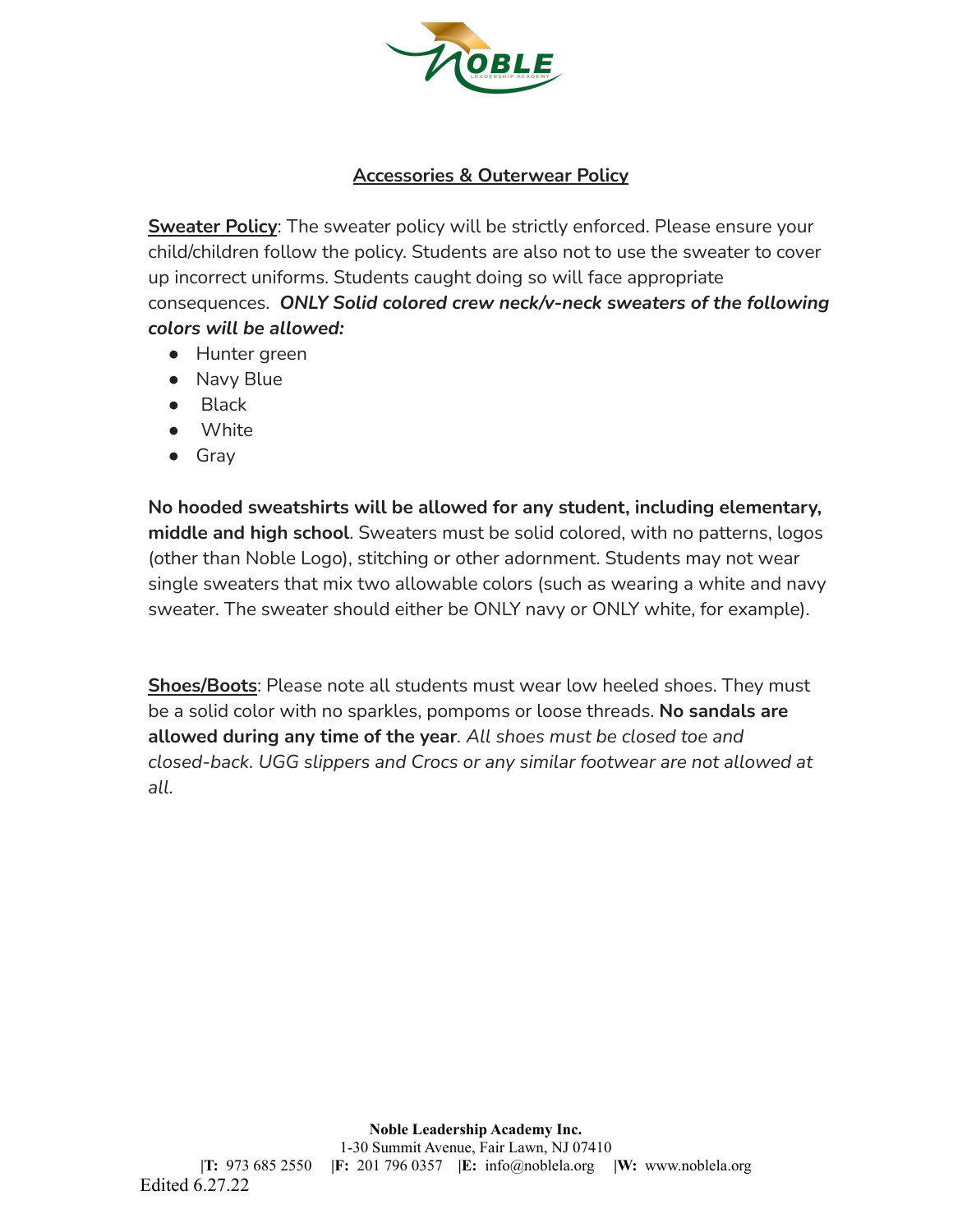## Accessories & Outerwear Policy

**Sweater Policy**: The sweater policy will be strictly enforced. Please ensure your child/children follow the policy. Students are also not to use the sweater to cover up incorrect uniforms. Students caught doing so will face appropriate consequences. ***ONLY Solid colored crew neck/v-neck sweaters of the following colors will be allowed:***

- Hunter green
- Navy Blue
- Black
- White
- Gray

**No hooded sweatshirts will be allowed for any student, including elementary, middle and high school**. Sweaters must be solid colored, with no patterns, logos (other than Noble Logo), stitching or other adornment. Students may not wear single sweaters that mix two allowable colors (such as wearing a white and navy sweater. The sweater should either be ONLY navy or ONLY white, for example).

**Shoes/Boots**: Please note all students must wear low heeled shoes. They must be a solid color with no sparkles, pompoms or loose threads. **No sandals are allowed during any time of the year**. *All shoes must be closed toe and closed-back. UGG slippers and Crocs or any similar footwear are not allowed at all.*

Edited 6.27.22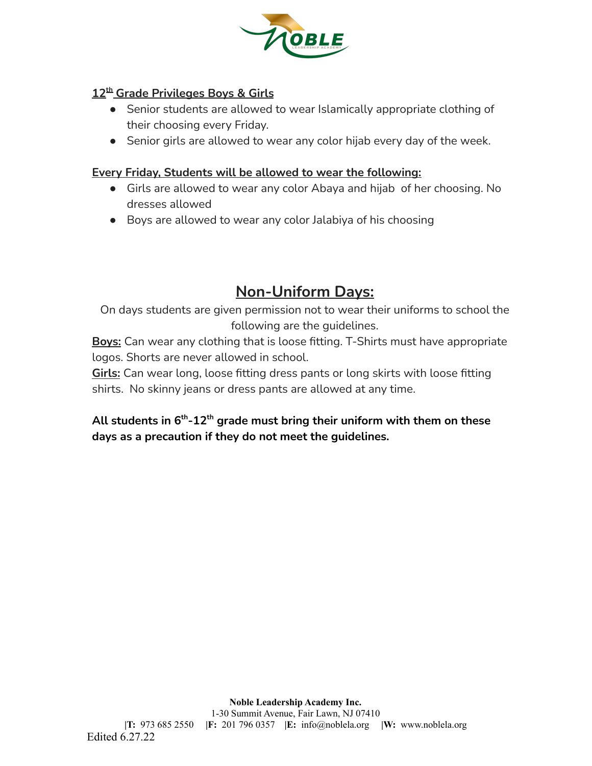**12th Grade Privileges Boys & Girls**

- Senior students are allowed to wear Islamically appropriate clothing of their choosing every Friday.
- Senior girls are allowed to wear any color hijab every day of the week.

**Every Friday, Students will be allowed to wear the following:**

- Girls are allowed to wear any color Abaya and hijab of her choosing. No dresses allowed
- Boys are allowed to wear any color Jalabiya of his choosing

## Non-Uniform Days:

On days students are given permission not to wear their uniforms to school the following are the guidelines.

**Boys:** Can wear any clothing that is loose fitting. T-Shirts must have appropriate logos. Shorts are never allowed in school.

**Girls:** Can wear long, loose fitting dress pants or long skirts with loose fitting shirts. No skinny jeans or dress pants are allowed at any time.

**All students in 6th-12th grade must bring their uniform with them on these days as a precaution if they do not meet the guidelines.**

**Noble Leadership Academy Inc.**
1-30 Summit Avenue, Fair Lawn, NJ 07410
|**T:** 973 685 2550 |**F:** 201 796 0357 |**E:** info@noblela.org |**W:** www.noblela.org

Edited 6.27.22